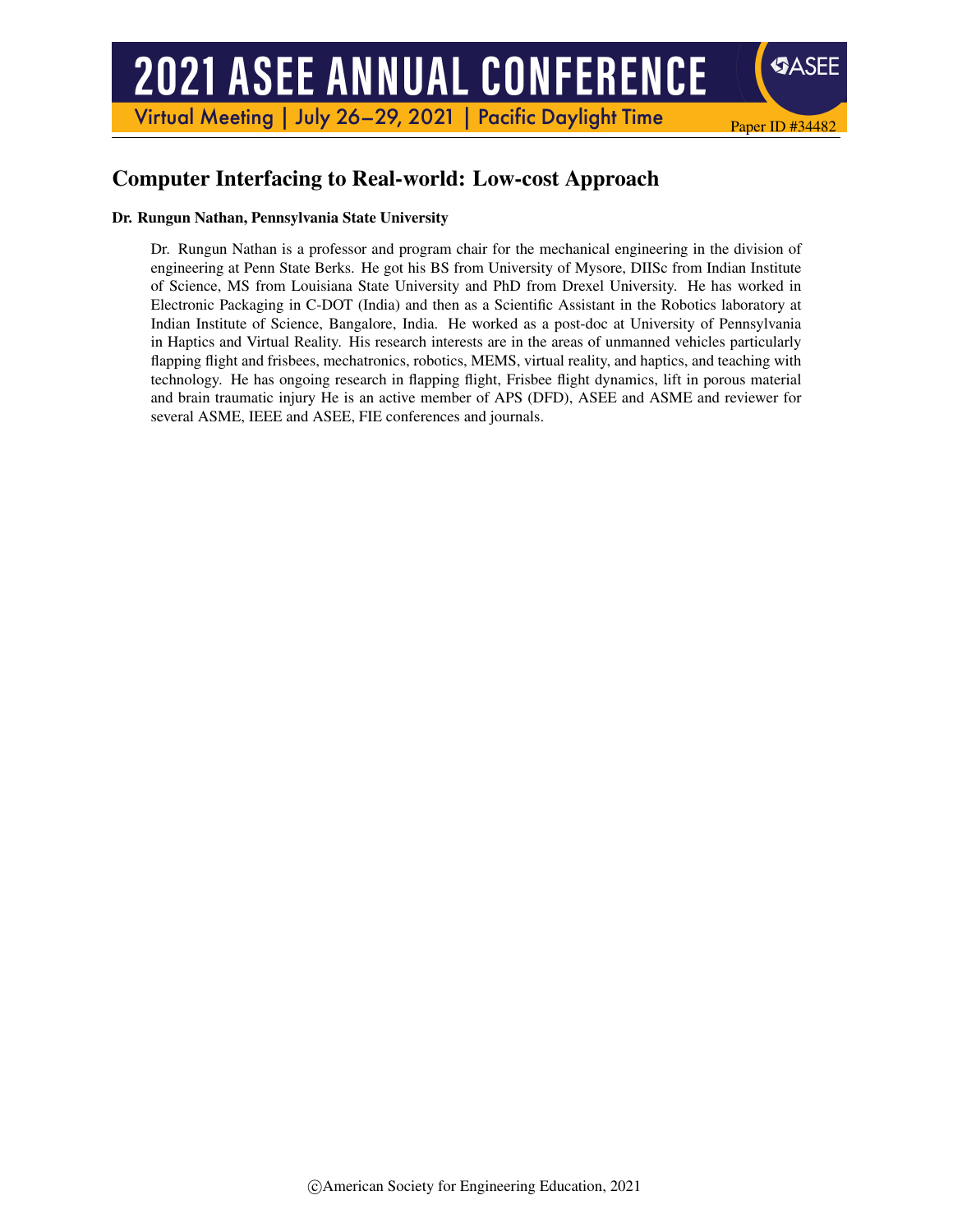Paper ID #34482

# Computer Interfacing to Real-world: Low-cost Approach

**Dr. Rungun Nathan, Pennsylvania State University**

Dr. Rungun Nathan is a professor and program chair for the mechanical engineering in the division of engineering at Penn State Berks. He got his BS from University of Mysore, DIISc from Indian Institute of Science, MS from Louisiana State University and PhD from Drexel University. He has worked in Electronic Packaging in C-DOT (India) and then as a Scientific Assistant in the Robotics laboratory at Indian Institute of Science, Bangalore, India. He worked as a post-doc at University of Pennsylvania in Haptics and Virtual Reality. His research interests are in the areas of unmanned vehicles particularly flapping flight and frisbees, mechatronics, robotics, MEMS, virtual reality, and haptics, and teaching with technology. He has ongoing research in flapping flight, Frisbee flight dynamics, lift in porous material and brain traumatic injury He is an active member of APS (DFD), ASEE and ASME and reviewer for several ASME, IEEE and ASEE, FIE conferences and journals.

©American Society for Engineering Education, 2021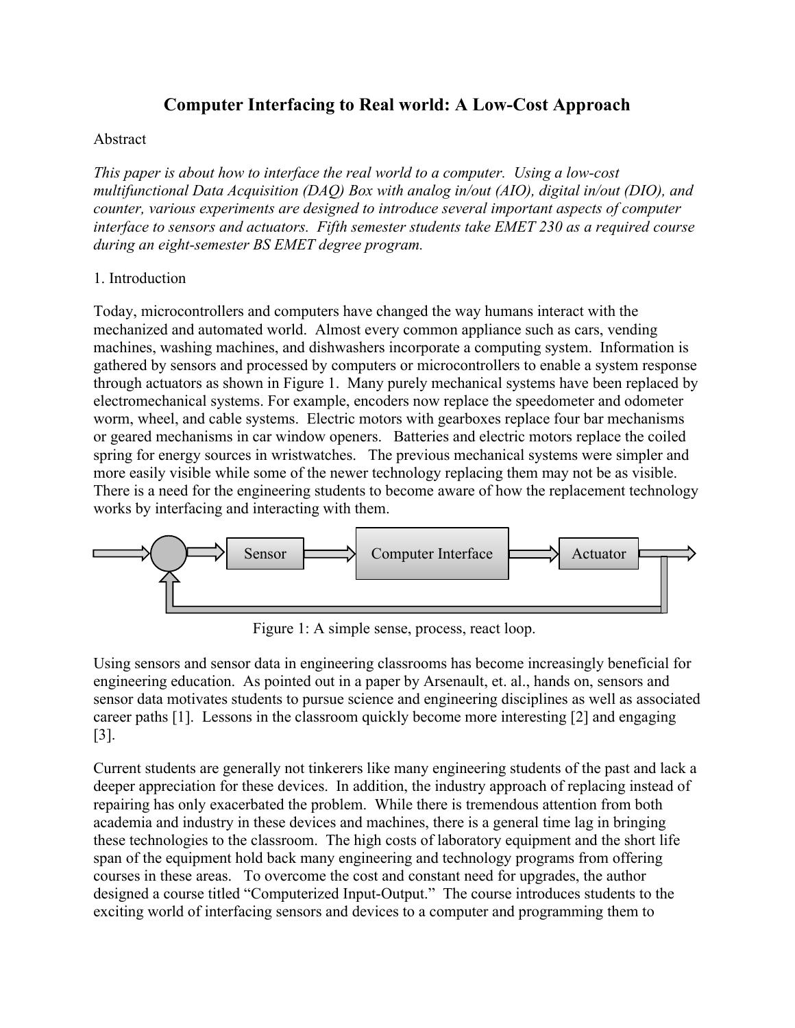# Computer Interfacing to Real world: A Low-Cost Approach

Abstract

*This paper is about how to interface the real world to a computer. Using a low-cost multifunctional Data Acquisition (DAQ) Box with analog in/out (AIO), digital in/out (DIO), and counter, various experiments are designed to introduce several important aspects of computer interface to sensors and actuators. Fifth semester students take EMET 230 as a required course during an eight-semester BS EMET degree program.*

1. Introduction

Today, microcontrollers and computers have changed the way humans interact with the mechanized and automated world. Almost every common appliance such as cars, vending machines, washing machines, and dishwashers incorporate a computing system. Information is gathered by sensors and processed by computers or microcontrollers to enable a system response through actuators as shown in Figure 1. Many purely mechanical systems have been replaced by electromechanical systems. For example, encoders now replace the speedometer and odometer worm, wheel, and cable systems. Electric motors with gearboxes replace four bar mechanisms or geared mechanisms in car window openers. Batteries and electric motors replace the coiled spring for energy sources in wristwatches. The previous mechanical systems were simpler and more easily visible while some of the newer technology replacing them may not be as visible. There is a need for the engineering students to become aware of how the replacement technology works by interfacing and interacting with them.

Sensor → Computer Interface → Actuator

Figure 1: A simple sense, process, react loop.

Using sensors and sensor data in engineering classrooms has become increasingly beneficial for engineering education. As pointed out in a paper by Arsenault, et. al., hands on, sensors and sensor data motivates students to pursue science and engineering disciplines as well as associated career paths [1]. Lessons in the classroom quickly become more interesting [2] and engaging [3].

Current students are generally not tinkerers like many engineering students of the past and lack a deeper appreciation for these devices. In addition, the industry approach of replacing instead of repairing has only exacerbated the problem. While there is tremendous attention from both academia and industry in these devices and machines, there is a general time lag in bringing these technologies to the classroom. The high costs of laboratory equipment and the short life span of the equipment hold back many engineering and technology programs from offering courses in these areas. To overcome the cost and constant need for upgrades, the author designed a course titled "Computerized Input-Output." The course introduces students to the exciting world of interfacing sensors and devices to a computer and programming them to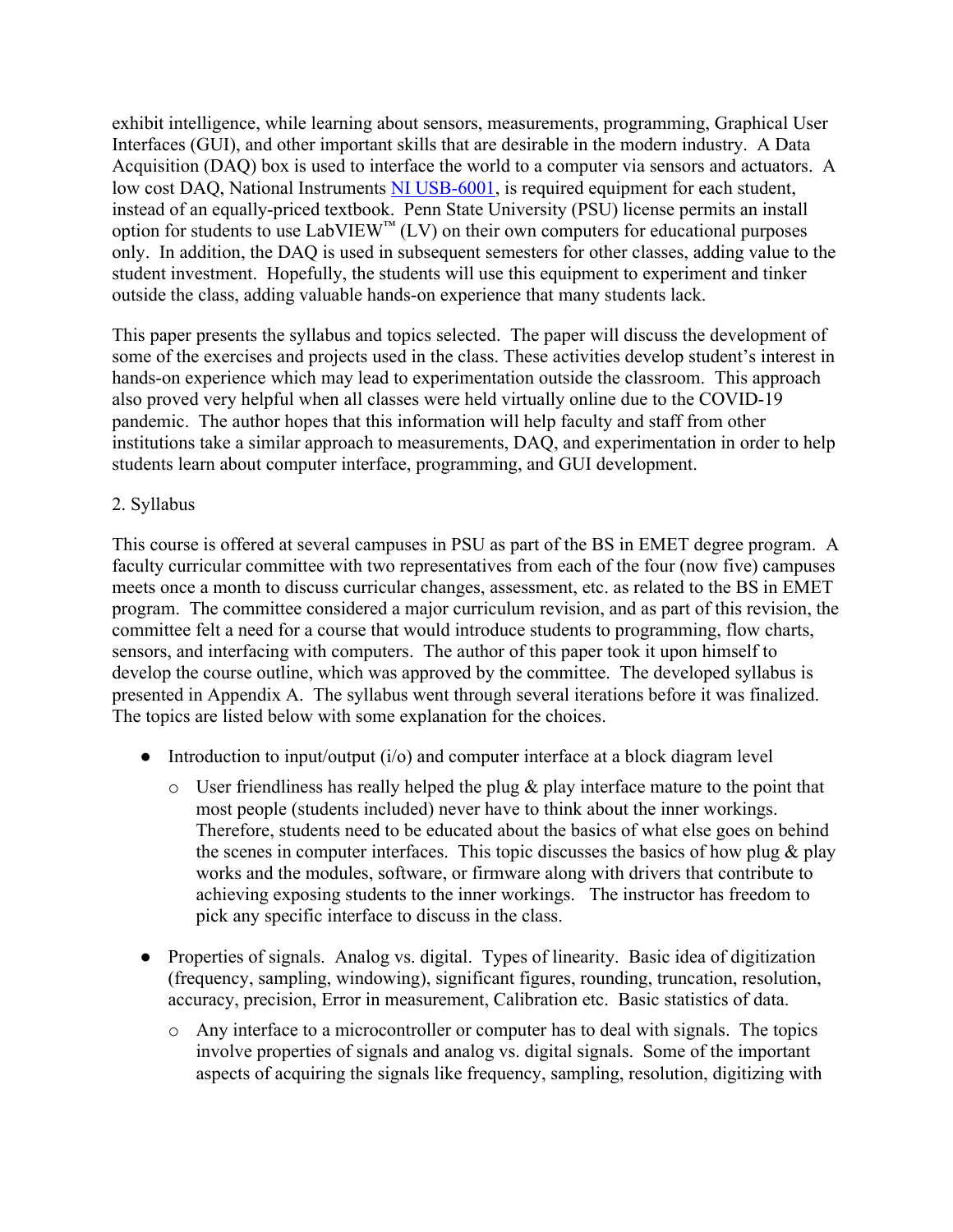exhibit intelligence, while learning about sensors, measurements, programming, Graphical User Interfaces (GUI), and other important skills that are desirable in the modern industry. A Data Acquisition (DAQ) box is used to interface the world to a computer via sensors and actuators. A low cost DAQ, National Instruments NI USB-6001, is required equipment for each student, instead of an equally-priced textbook. Penn State University (PSU) license permits an install option for students to use LabVIEW™ (LV) on their own computers for educational purposes only. In addition, the DAQ is used in subsequent semesters for other classes, adding value to the student investment. Hopefully, the students will use this equipment to experiment and tinker outside the class, adding valuable hands-on experience that many students lack.

This paper presents the syllabus and topics selected. The paper will discuss the development of some of the exercises and projects used in the class. These activities develop student's interest in hands-on experience which may lead to experimentation outside the classroom. This approach also proved very helpful when all classes were held virtually online due to the COVID-19 pandemic. The author hopes that this information will help faculty and staff from other institutions take a similar approach to measurements, DAQ, and experimentation in order to help students learn about computer interface, programming, and GUI development.

## 2. Syllabus

This course is offered at several campuses in PSU as part of the BS in EMET degree program. A faculty curricular committee with two representatives from each of the four (now five) campuses meets once a month to discuss curricular changes, assessment, etc. as related to the BS in EMET program. The committee considered a major curriculum revision, and as part of this revision, the committee felt a need for a course that would introduce students to programming, flow charts, sensors, and interfacing with computers. The author of this paper took it upon himself to develop the course outline, which was approved by the committee. The developed syllabus is presented in Appendix A. The syllabus went through several iterations before it was finalized. The topics are listed below with some explanation for the choices.

- Introduction to input/output (i/o) and computer interface at a block diagram level
  - User friendliness has really helped the plug & play interface mature to the point that most people (students included) never have to think about the inner workings. Therefore, students need to be educated about the basics of what else goes on behind the scenes in computer interfaces. This topic discusses the basics of how plug & play works and the modules, software, or firmware along with drivers that contribute to achieving exposing students to the inner workings. The instructor has freedom to pick any specific interface to discuss in the class.
- Properties of signals. Analog vs. digital. Types of linearity. Basic idea of digitization (frequency, sampling, windowing), significant figures, rounding, truncation, resolution, accuracy, precision, Error in measurement, Calibration etc. Basic statistics of data.
  - Any interface to a microcontroller or computer has to deal with signals. The topics involve properties of signals and analog vs. digital signals. Some of the important aspects of acquiring the signals like frequency, sampling, resolution, digitizing with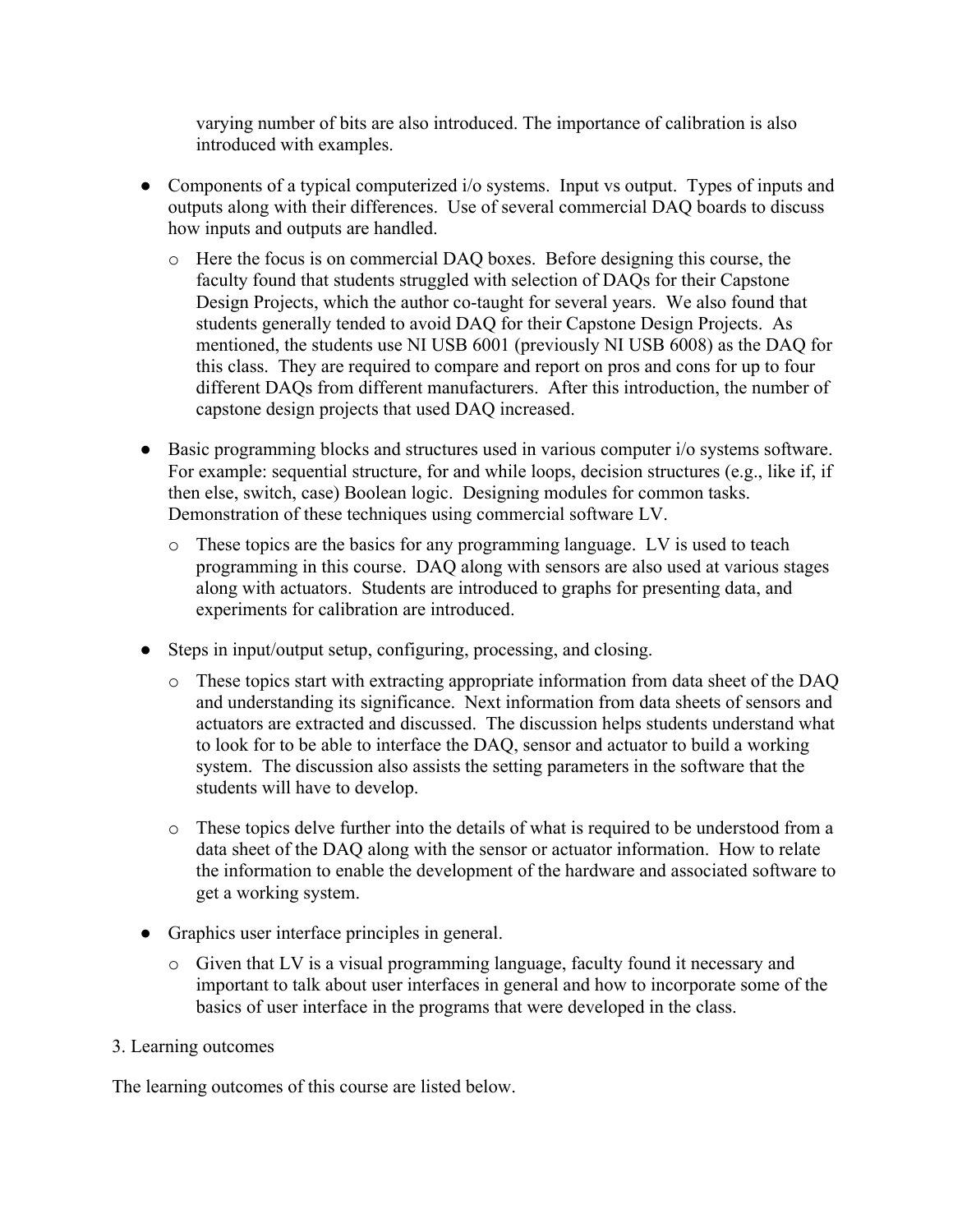varying number of bits are also introduced. The importance of calibration is also introduced with examples.

- Components of a typical computerized i/o systems. Input vs output. Types of inputs and outputs along with their differences. Use of several commercial DAQ boards to discuss how inputs and outputs are handled.
  - Here the focus is on commercial DAQ boxes. Before designing this course, the faculty found that students struggled with selection of DAQs for their Capstone Design Projects, which the author co-taught for several years. We also found that students generally tended to avoid DAQ for their Capstone Design Projects. As mentioned, the students use NI USB 6001 (previously NI USB 6008) as the DAQ for this class. They are required to compare and report on pros and cons for up to four different DAQs from different manufacturers. After this introduction, the number of capstone design projects that used DAQ increased.
- Basic programming blocks and structures used in various computer i/o systems software. For example: sequential structure, for and while loops, decision structures (e.g., like if, if then else, switch, case) Boolean logic. Designing modules for common tasks. Demonstration of these techniques using commercial software LV.
  - These topics are the basics for any programming language. LV is used to teach programming in this course. DAQ along with sensors are also used at various stages along with actuators. Students are introduced to graphs for presenting data, and experiments for calibration are introduced.
- Steps in input/output setup, configuring, processing, and closing.
  - These topics start with extracting appropriate information from data sheet of the DAQ and understanding its significance. Next information from data sheets of sensors and actuators are extracted and discussed. The discussion helps students understand what to look for to be able to interface the DAQ, sensor and actuator to build a working system. The discussion also assists the setting parameters in the software that the students will have to develop.
  - These topics delve further into the details of what is required to be understood from a data sheet of the DAQ along with the sensor or actuator information. How to relate the information to enable the development of the hardware and associated software to get a working system.
- Graphics user interface principles in general.
  - Given that LV is a visual programming language, faculty found it necessary and important to talk about user interfaces in general and how to incorporate some of the basics of user interface in the programs that were developed in the class.

3. Learning outcomes

The learning outcomes of this course are listed below.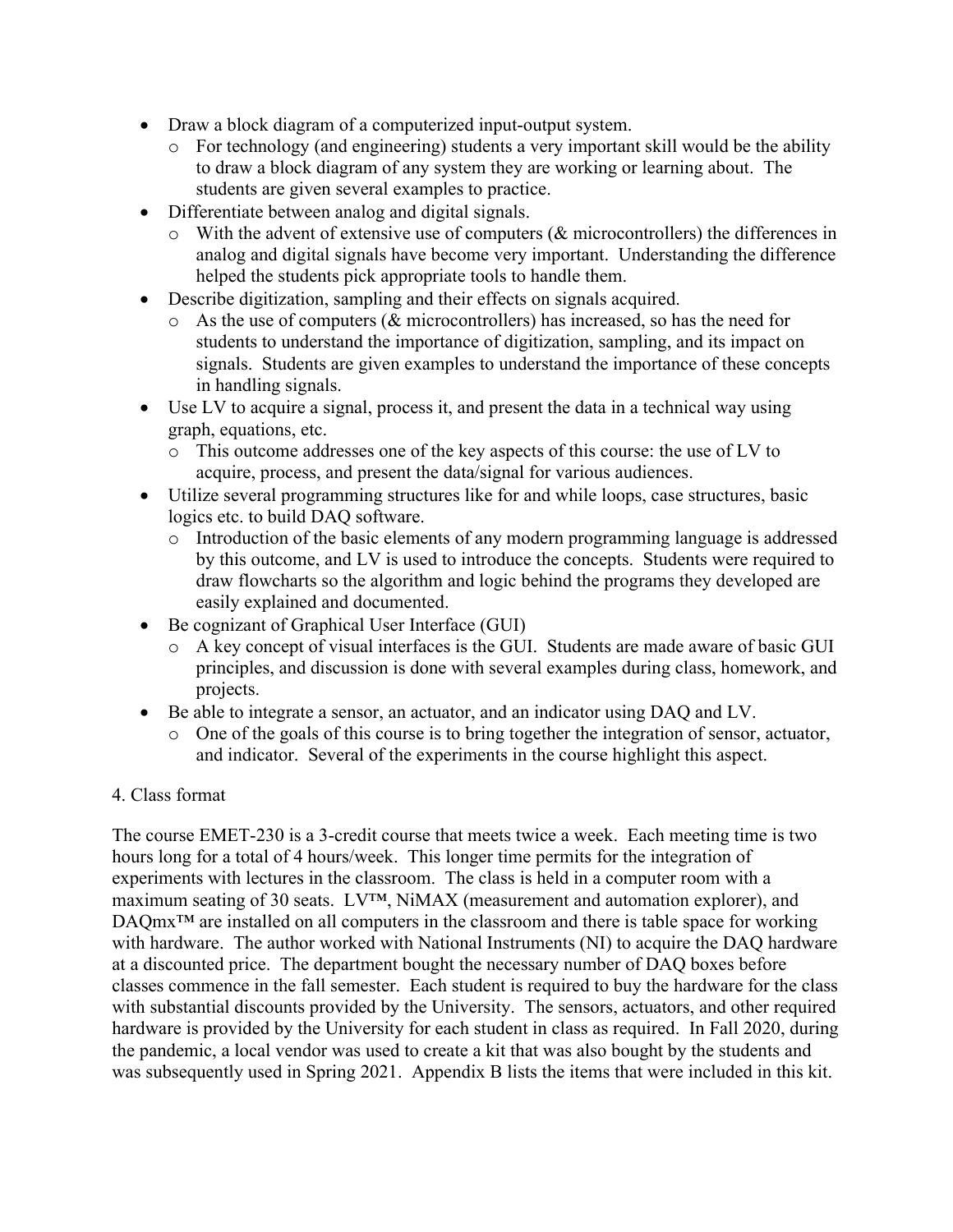- Draw a block diagram of a computerized input-output system.
    - For technology (and engineering) students a very important skill would be the ability to draw a block diagram of any system they are working or learning about. The students are given several examples to practice.
- Differentiate between analog and digital signals.
    - With the advent of extensive use of computers (& microcontrollers) the differences in analog and digital signals have become very important. Understanding the difference helped the students pick appropriate tools to handle them.
- Describe digitization, sampling and their effects on signals acquired.
    - As the use of computers (& microcontrollers) has increased, so has the need for students to understand the importance of digitization, sampling, and its impact on signals. Students are given examples to understand the importance of these concepts in handling signals.
- Use LV to acquire a signal, process it, and present the data in a technical way using graph, equations, etc.
    - This outcome addresses one of the key aspects of this course: the use of LV to acquire, process, and present the data/signal for various audiences.
- Utilize several programming structures like for and while loops, case structures, basic logics etc. to build DAQ software.
    - Introduction of the basic elements of any modern programming language is addressed by this outcome, and LV is used to introduce the concepts. Students were required to draw flowcharts so the algorithm and logic behind the programs they developed are easily explained and documented.
- Be cognizant of Graphical User Interface (GUI)
    - A key concept of visual interfaces is the GUI. Students are made aware of basic GUI principles, and discussion is done with several examples during class, homework, and projects.
- Be able to integrate a sensor, an actuator, and an indicator using DAQ and LV.
    - One of the goals of this course is to bring together the integration of sensor, actuator, and indicator. Several of the experiments in the course highlight this aspect.

4. Class format

The course EMET-230 is a 3-credit course that meets twice a week. Each meeting time is two hours long for a total of 4 hours/week. This longer time permits for the integration of experiments with lectures in the classroom. The class is held in a computer room with a maximum seating of 30 seats. LV™, NiMAX (measurement and automation explorer), and DAQmx™ are installed on all computers in the classroom and there is table space for working with hardware. The author worked with National Instruments (NI) to acquire the DAQ hardware at a discounted price. The department bought the necessary number of DAQ boxes before classes commence in the fall semester. Each student is required to buy the hardware for the class with substantial discounts provided by the University. The sensors, actuators, and other required hardware is provided by the University for each student in class as required. In Fall 2020, during the pandemic, a local vendor was used to create a kit that was also bought by the students and was subsequently used in Spring 2021. Appendix B lists the items that were included in this kit.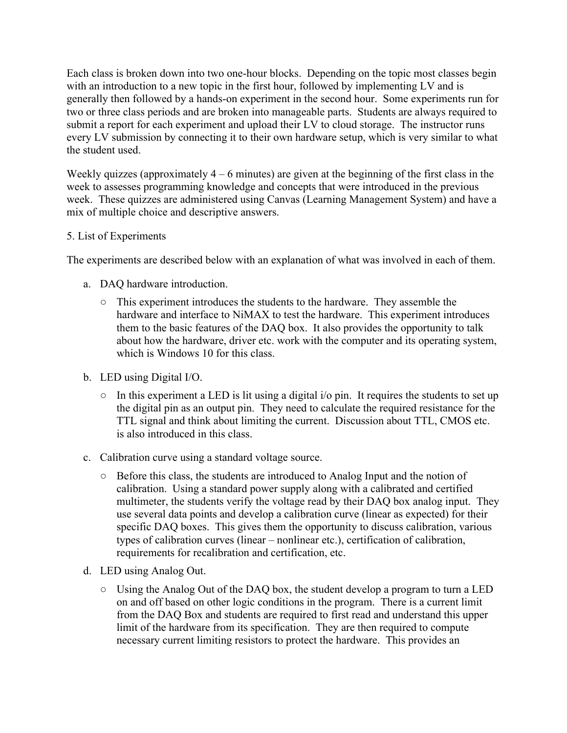Each class is broken down into two one-hour blocks. Depending on the topic most classes begin with an introduction to a new topic in the first hour, followed by implementing LV and is generally then followed by a hands-on experiment in the second hour. Some experiments run for two or three class periods and are broken into manageable parts. Students are always required to submit a report for each experiment and upload their LV to cloud storage. The instructor runs every LV submission by connecting it to their own hardware setup, which is very similar to what the student used.

Weekly quizzes (approximately 4 – 6 minutes) are given at the beginning of the first class in the week to assesses programming knowledge and concepts that were introduced in the previous week. These quizzes are administered using Canvas (Learning Management System) and have a mix of multiple choice and descriptive answers.

5. List of Experiments

The experiments are described below with an explanation of what was involved in each of them.

a. DAQ hardware introduction.
    - This experiment introduces the students to the hardware. They assemble the hardware and interface to NiMAX to test the hardware. This experiment introduces them to the basic features of the DAQ box. It also provides the opportunity to talk about how the hardware, driver etc. work with the computer and its operating system, which is Windows 10 for this class.

b. LED using Digital I/O.
    - In this experiment a LED is lit using a digital i/o pin. It requires the students to set up the digital pin as an output pin. They need to calculate the required resistance for the TTL signal and think about limiting the current. Discussion about TTL, CMOS etc. is also introduced in this class.

c. Calibration curve using a standard voltage source.
    - Before this class, the students are introduced to Analog Input and the notion of calibration. Using a standard power supply along with a calibrated and certified multimeter, the students verify the voltage read by their DAQ box analog input. They use several data points and develop a calibration curve (linear as expected) for their specific DAQ boxes. This gives them the opportunity to discuss calibration, various types of calibration curves (linear – nonlinear etc.), certification of calibration, requirements for recalibration and certification, etc.

d. LED using Analog Out.
    - Using the Analog Out of the DAQ box, the student develop a program to turn a LED on and off based on other logic conditions in the program. There is a current limit from the DAQ Box and students are required to first read and understand this upper limit of the hardware from its specification. They are then required to compute necessary current limiting resistors to protect the hardware. This provides an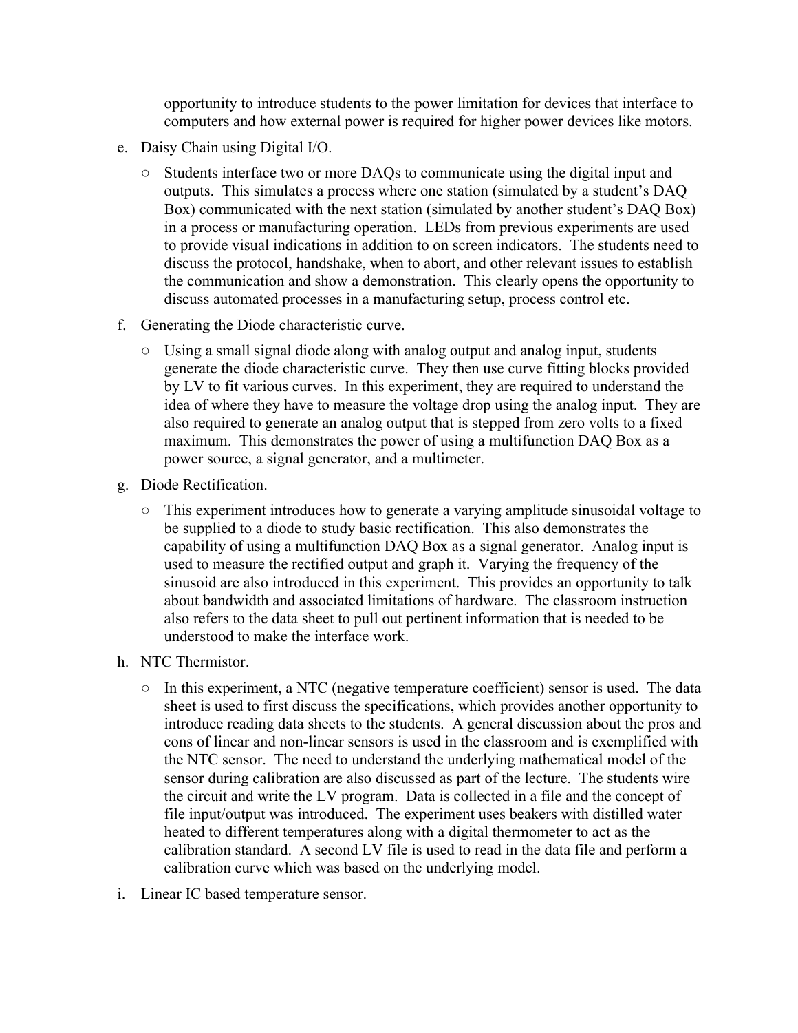opportunity to introduce students to the power limitation for devices that interface to computers and how external power is required for higher power devices like motors.

e. Daisy Chain using Digital I/O.

   - Students interface two or more DAQs to communicate using the digital input and outputs. This simulates a process where one station (simulated by a student's DAQ Box) communicated with the next station (simulated by another student's DAQ Box) in a process or manufacturing operation. LEDs from previous experiments are used to provide visual indications in addition to on screen indicators. The students need to discuss the protocol, handshake, when to abort, and other relevant issues to establish the communication and show a demonstration. This clearly opens the opportunity to discuss automated processes in a manufacturing setup, process control etc.

f. Generating the Diode characteristic curve.

   - Using a small signal diode along with analog output and analog input, students generate the diode characteristic curve. They then use curve fitting blocks provided by LV to fit various curves. In this experiment, they are required to understand the idea of where they have to measure the voltage drop using the analog input. They are also required to generate an analog output that is stepped from zero volts to a fixed maximum. This demonstrates the power of using a multifunction DAQ Box as a power source, a signal generator, and a multimeter.

g. Diode Rectification.

   - This experiment introduces how to generate a varying amplitude sinusoidal voltage to be supplied to a diode to study basic rectification. This also demonstrates the capability of using a multifunction DAQ Box as a signal generator. Analog input is used to measure the rectified output and graph it. Varying the frequency of the sinusoid are also introduced in this experiment. This provides an opportunity to talk about bandwidth and associated limitations of hardware. The classroom instruction also refers to the data sheet to pull out pertinent information that is needed to be understood to make the interface work.

h. NTC Thermistor.

   - In this experiment, a NTC (negative temperature coefficient) sensor is used. The data sheet is used to first discuss the specifications, which provides another opportunity to introduce reading data sheets to the students. A general discussion about the pros and cons of linear and non-linear sensors is used in the classroom and is exemplified with the NTC sensor. The need to understand the underlying mathematical model of the sensor during calibration are also discussed as part of the lecture. The students wire the circuit and write the LV program. Data is collected in a file and the concept of file input/output was introduced. The experiment uses beakers with distilled water heated to different temperatures along with a digital thermometer to act as the calibration standard. A second LV file is used to read in the data file and perform a calibration curve which was based on the underlying model.

i. Linear IC based temperature sensor.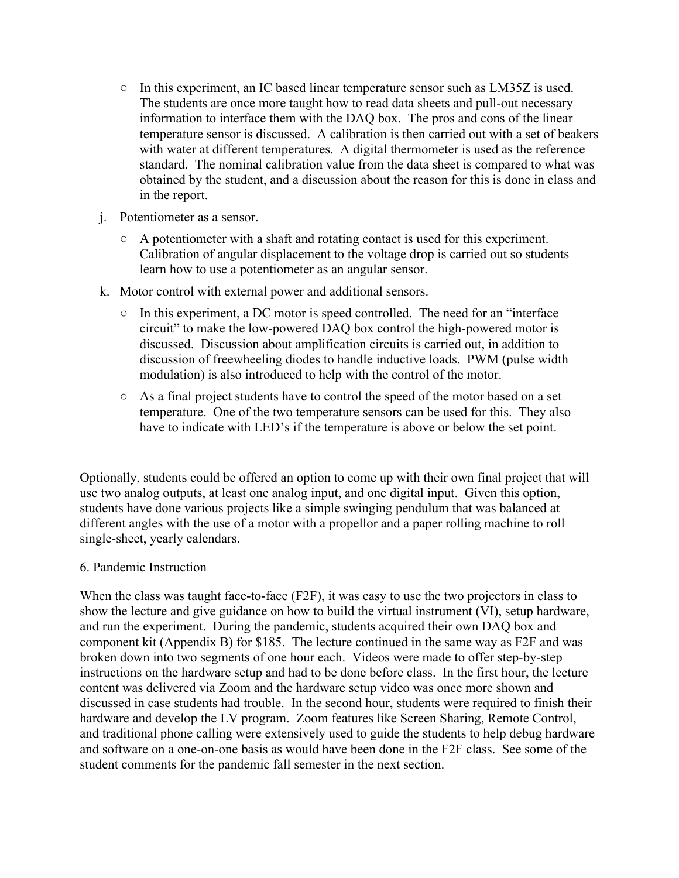- In this experiment, an IC based linear temperature sensor such as LM35Z is used. The students are once more taught how to read data sheets and pull-out necessary information to interface them with the DAQ box. The pros and cons of the linear temperature sensor is discussed. A calibration is then carried out with a set of beakers with water at different temperatures. A digital thermometer is used as the reference standard. The nominal calibration value from the data sheet is compared to what was obtained by the student, and a discussion about the reason for this is done in class and in the report.

j. Potentiometer as a sensor.
   - A potentiometer with a shaft and rotating contact is used for this experiment. Calibration of angular displacement to the voltage drop is carried out so students learn how to use a potentiometer as an angular sensor.

k. Motor control with external power and additional sensors.
   - In this experiment, a DC motor is speed controlled. The need for an "interface circuit" to make the low-powered DAQ box control the high-powered motor is discussed. Discussion about amplification circuits is carried out, in addition to discussion of freewheeling diodes to handle inductive loads. PWM (pulse width modulation) is also introduced to help with the control of the motor.
   - As a final project students have to control the speed of the motor based on a set temperature. One of the two temperature sensors can be used for this. They also have to indicate with LED's if the temperature is above or below the set point.

Optionally, students could be offered an option to come up with their own final project that will use two analog outputs, at least one analog input, and one digital input. Given this option, students have done various projects like a simple swinging pendulum that was balanced at different angles with the use of a motor with a propellor and a paper rolling machine to roll single-sheet, yearly calendars.

6. Pandemic Instruction

When the class was taught face-to-face (F2F), it was easy to use the two projectors in class to show the lecture and give guidance on how to build the virtual instrument (VI), setup hardware, and run the experiment. During the pandemic, students acquired their own DAQ box and component kit (Appendix B) for $185. The lecture continued in the same way as F2F and was broken down into two segments of one hour each. Videos were made to offer step-by-step instructions on the hardware setup and had to be done before class. In the first hour, the lecture content was delivered via Zoom and the hardware setup video was once more shown and discussed in case students had trouble. In the second hour, students were required to finish their hardware and develop the LV program. Zoom features like Screen Sharing, Remote Control, and traditional phone calling were extensively used to guide the students to help debug hardware and software on a one-on-one basis as would have been done in the F2F class. See some of the student comments for the pandemic fall semester in the next section.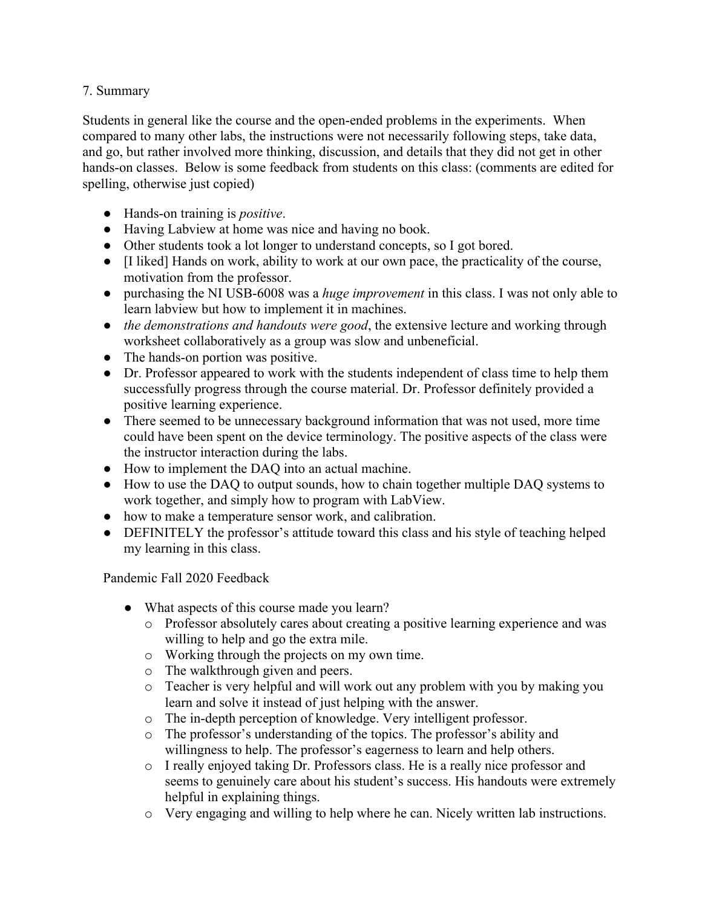7. Summary

Students in general like the course and the open-ended problems in the experiments. When compared to many other labs, the instructions were not necessarily following steps, take data, and go, but rather involved more thinking, discussion, and details that they did not get in other hands-on classes. Below is some feedback from students on this class: (comments are edited for spelling, otherwise just copied)

- Hands-on training is *positive*.
- Having Labview at home was nice and having no book.
- Other students took a lot longer to understand concepts, so I got bored.
- [I liked] Hands on work, ability to work at our own pace, the practicality of the course, motivation from the professor.
- purchasing the NI USB-6008 was a *huge improvement* in this class. I was not only able to learn labview but how to implement it in machines.
- *the demonstrations and handouts were good*, the extensive lecture and working through worksheet collaboratively as a group was slow and unbeneficial.
- The hands-on portion was positive.
- Dr. Professor appeared to work with the students independent of class time to help them successfully progress through the course material. Dr. Professor definitely provided a positive learning experience.
- There seemed to be unnecessary background information that was not used, more time could have been spent on the device terminology. The positive aspects of the class were the instructor interaction during the labs.
- How to implement the DAQ into an actual machine.
- How to use the DAQ to output sounds, how to chain together multiple DAQ systems to work together, and simply how to program with LabView.
- how to make a temperature sensor work, and calibration.
- DEFINITELY the professor's attitude toward this class and his style of teaching helped my learning in this class.

Pandemic Fall 2020 Feedback

- What aspects of this course made you learn?
  - Professor absolutely cares about creating a positive learning experience and was willing to help and go the extra mile.
  - Working through the projects on my own time.
  - The walkthrough given and peers.
  - Teacher is very helpful and will work out any problem with you by making you learn and solve it instead of just helping with the answer.
  - The in-depth perception of knowledge. Very intelligent professor.
  - The professor's understanding of the topics. The professor's ability and willingness to help. The professor's eagerness to learn and help others.
  - I really enjoyed taking Dr. Professors class. He is a really nice professor and seems to genuinely care about his student's success. His handouts were extremely helpful in explaining things.
  - Very engaging and willing to help where he can. Nicely written lab instructions.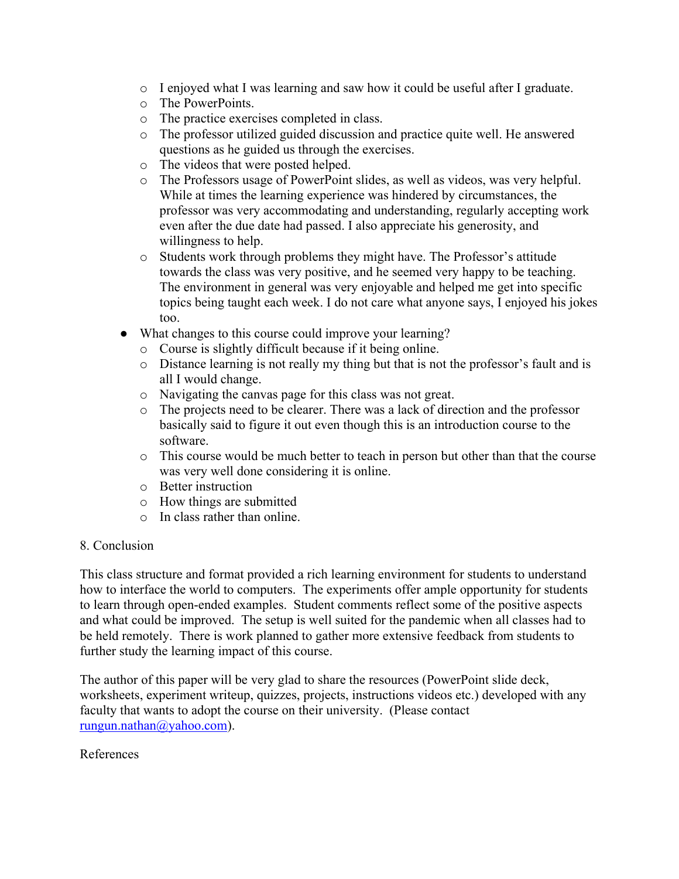- I enjoyed what I was learning and saw how it could be useful after I graduate.
    - The PowerPoints.
    - The practice exercises completed in class.
    - The professor utilized guided discussion and practice quite well. He answered questions as he guided us through the exercises.
    - The videos that were posted helped.
    - The Professors usage of PowerPoint slides, as well as videos, was very helpful. While at times the learning experience was hindered by circumstances, the professor was very accommodating and understanding, regularly accepting work even after the due date had passed. I also appreciate his generosity, and willingness to help.
    - Students work through problems they might have. The Professor's attitude towards the class was very positive, and he seemed very happy to be teaching. The environment in general was very enjoyable and helped me get into specific topics being taught each week. I do not care what anyone says, I enjoyed his jokes too.
- What changes to this course could improve your learning?
    - Course is slightly difficult because if it being online.
    - Distance learning is not really my thing but that is not the professor's fault and is all I would change.
    - Navigating the canvas page for this class was not great.
    - The projects need to be clearer. There was a lack of direction and the professor basically said to figure it out even though this is an introduction course to the software.
    - This course would be much better to teach in person but other than that the course was very well done considering it is online.
    - Better instruction
    - How things are submitted
    - In class rather than online.

8. Conclusion

This class structure and format provided a rich learning environment for students to understand how to interface the world to computers. The experiments offer ample opportunity for students to learn through open-ended examples. Student comments reflect some of the positive aspects and what could be improved. The setup is well suited for the pandemic when all classes had to be held remotely. There is work planned to gather more extensive feedback from students to further study the learning impact of this course.

The author of this paper will be very glad to share the resources (PowerPoint slide deck, worksheets, experiment writeup, quizzes, projects, instructions videos etc.) developed with any faculty that wants to adopt the course on their university. (Please contact rungun.nathan@yahoo.com).

References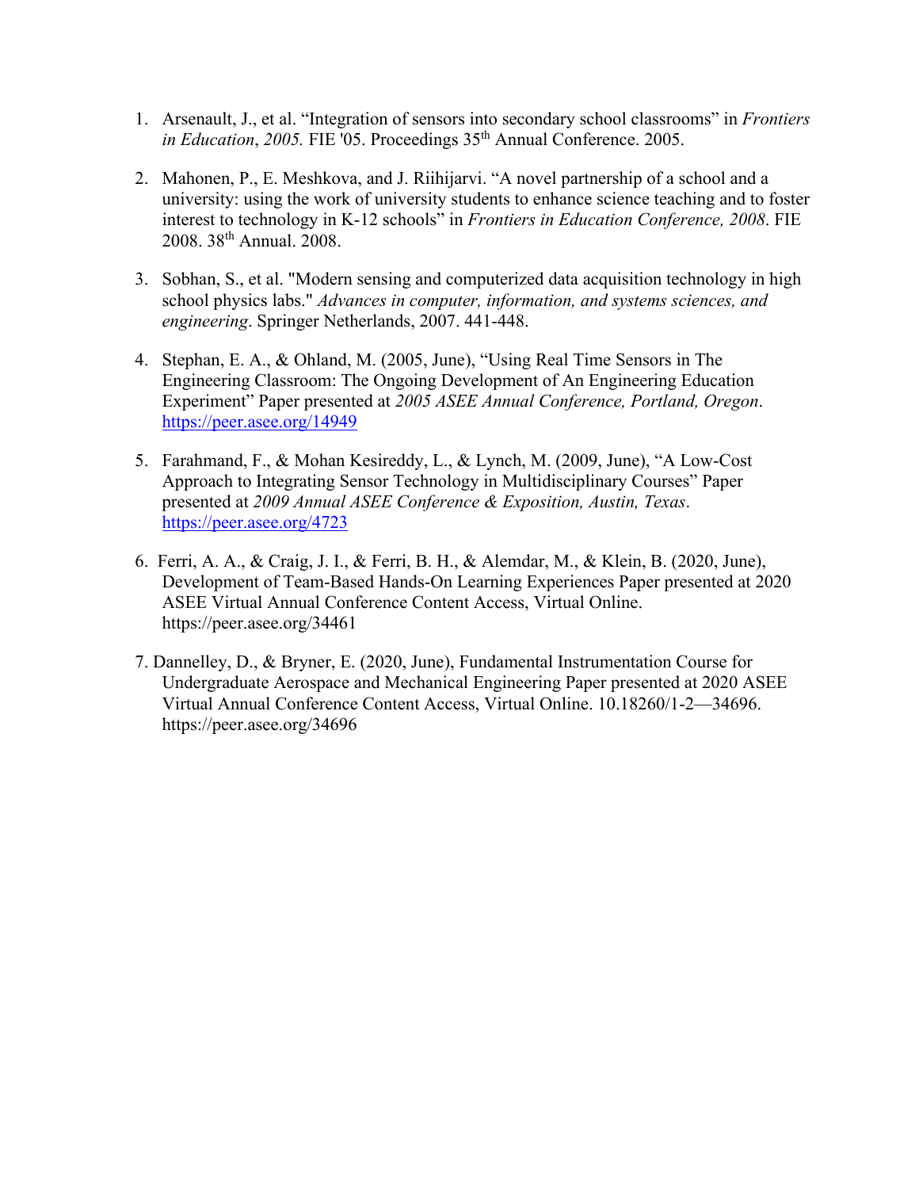1. Arsenault, J., et al. “Integration of sensors into secondary school classrooms” in *Frontiers in Education*, *2005.* FIE '05. Proceedings 35th Annual Conference. 2005.

2. Mahonen, P., E. Meshkova, and J. Riihijarvi. “A novel partnership of a school and a university: using the work of university students to enhance science teaching and to foster interest to technology in K-12 schools” in *Frontiers in Education Conference, 2008*. FIE 2008. 38th Annual. 2008.

3. Sobhan, S., et al. "Modern sensing and computerized data acquisition technology in high school physics labs." *Advances in computer, information, and systems sciences, and engineering*. Springer Netherlands, 2007. 441-448.

4. Stephan, E. A., & Ohland, M. (2005, June), “Using Real Time Sensors in The Engineering Classroom: The Ongoing Development of An Engineering Education Experiment” Paper presented at *2005 ASEE Annual Conference, Portland, Oregon*. https://peer.asee.org/14949

5. Farahmand, F., & Mohan Kesireddy, L., & Lynch, M. (2009, June), “A Low-Cost Approach to Integrating Sensor Technology in Multidisciplinary Courses” Paper presented at *2009 Annual ASEE Conference & Exposition, Austin, Texas*. https://peer.asee.org/4723

6. Ferri, A. A., & Craig, J. I., & Ferri, B. H., & Alemdar, M., & Klein, B. (2020, June), Development of Team-Based Hands-On Learning Experiences Paper presented at 2020 ASEE Virtual Annual Conference Content Access, Virtual Online. https://peer.asee.org/34461

7. Dannelley, D., & Bryner, E. (2020, June), Fundamental Instrumentation Course for Undergraduate Aerospace and Mechanical Engineering Paper presented at 2020 ASEE Virtual Annual Conference Content Access, Virtual Online. 10.18260/1-2—34696. https://peer.asee.org/34696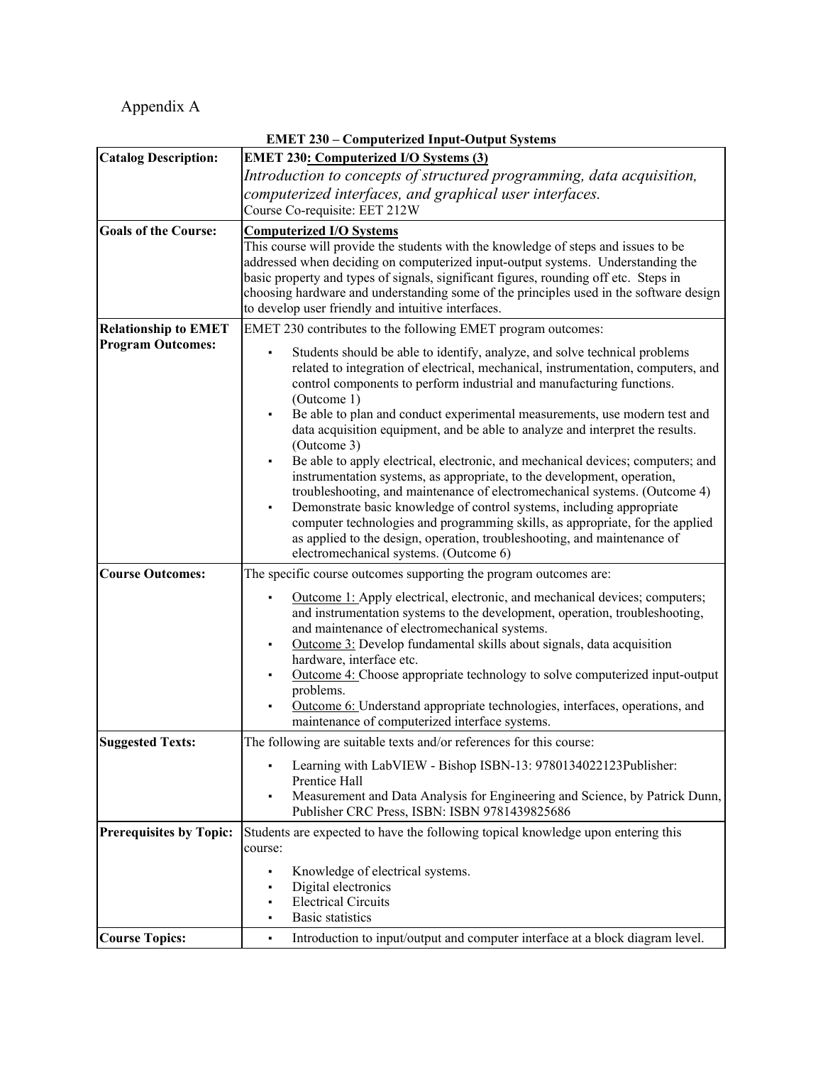Appendix A

**EMET 230 – Computerized Input-Output Systems**

| | |
|---|---|
| **Catalog Description:** | **EMET 230: Computerized I/O Systems (3)**<br>*Introduction to concepts of structured programming, data acquisition, computerized interfaces, and graphical user interfaces.*<br>Course Co-requisite: EET 212W |
| **Goals of the Course:** | **Computerized I/O Systems**<br>This course will provide the students with the knowledge of steps and issues to be addressed when deciding on computerized input-output systems. Understanding the basic property and types of signals, significant figures, rounding off etc. Steps in choosing hardware and understanding some of the principles used in the software design to develop user friendly and intuitive interfaces. |
| **Relationship to EMET Program Outcomes:** | EMET 230 contributes to the following EMET program outcomes:<br>▪ Students should be able to identify, analyze, and solve technical problems related to integration of electrical, mechanical, instrumentation, computers, and control components to perform industrial and manufacturing functions. (Outcome 1)<br>▪ Be able to plan and conduct experimental measurements, use modern test and data acquisition equipment, and be able to analyze and interpret the results. (Outcome 3)<br>▪ Be able to apply electrical, electronic, and mechanical devices; computers; and instrumentation systems, as appropriate, to the development, operation, troubleshooting, and maintenance of electromechanical systems. (Outcome 4)<br>▪ Demonstrate basic knowledge of control systems, including appropriate computer technologies and programming skills, as appropriate, for the applied as applied to the design, operation, troubleshooting, and maintenance of electromechanical systems. (Outcome 6) |
| **Course Outcomes:** | The specific course outcomes supporting the program outcomes are:<br>▪ Outcome 1: Apply electrical, electronic, and mechanical devices; computers; and instrumentation systems to the development, operation, troubleshooting, and maintenance of electromechanical systems.<br>▪ Outcome 3: Develop fundamental skills about signals, data acquisition hardware, interface etc.<br>▪ Outcome 4: Choose appropriate technology to solve computerized input-output problems.<br>▪ Outcome 6: Understand appropriate technologies, interfaces, operations, and maintenance of computerized interface systems. |
| **Suggested Texts:** | The following are suitable texts and/or references for this course:<br>▪ Learning with LabVIEW - Bishop ISBN-13: 9780134022123Publisher: Prentice Hall<br>▪ Measurement and Data Analysis for Engineering and Science, by Patrick Dunn, Publisher CRC Press, ISBN: ISBN 9781439825686 |
| **Prerequisites by Topic:** | Students are expected to have the following topical knowledge upon entering this course:<br>▪ Knowledge of electrical systems.<br>▪ Digital electronics<br>▪ Electrical Circuits<br>▪ Basic statistics |
| **Course Topics:** | ▪ Introduction to input/output and computer interface at a block diagram level. |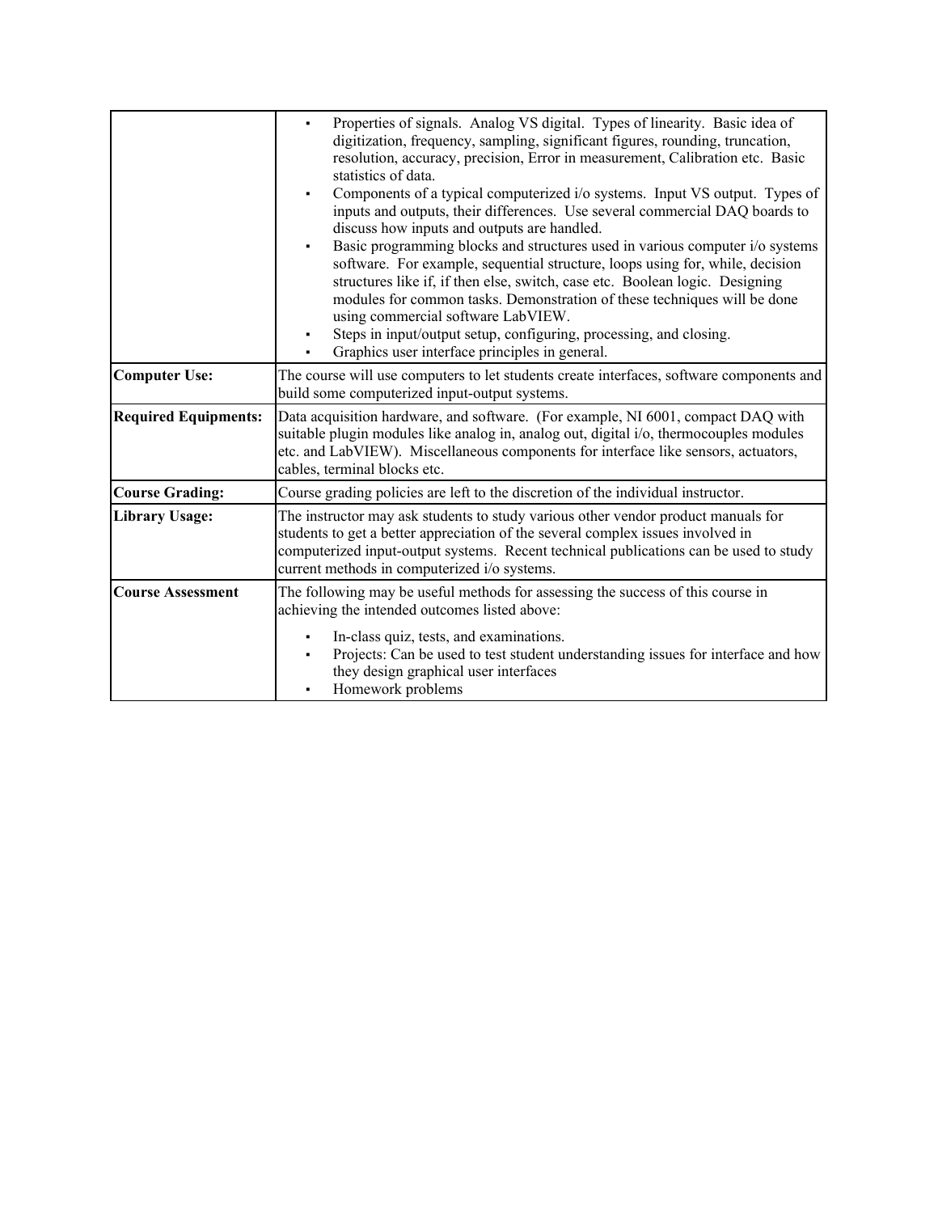| | |
|---|---|
| | ▪ Properties of signals. Analog VS digital. Types of linearity. Basic idea of digitization, frequency, sampling, significant figures, rounding, truncation, resolution, accuracy, precision, Error in measurement, Calibration etc. Basic statistics of data.<br>▪ Components of a typical computerized i/o systems. Input VS output. Types of inputs and outputs, their differences. Use several commercial DAQ boards to discuss how inputs and outputs are handled.<br>▪ Basic programming blocks and structures used in various computer i/o systems software. For example, sequential structure, loops using for, while, decision structures like if, if then else, switch, case etc. Boolean logic. Designing modules for common tasks. Demonstration of these techniques will be done using commercial software LabVIEW.<br>▪ Steps in input/output setup, configuring, processing, and closing.<br>▪ Graphics user interface principles in general. |
| **Computer Use:** | The course will use computers to let students create interfaces, software components and build some computerized input-output systems. |
| **Required Equipments:** | Data acquisition hardware, and software. (For example, NI 6001, compact DAQ with suitable plugin modules like analog in, analog out, digital i/o, thermocouples modules etc. and LabVIEW). Miscellaneous components for interface like sensors, actuators, cables, terminal blocks etc. |
| **Course Grading:** | Course grading policies are left to the discretion of the individual instructor. |
| **Library Usage:** | The instructor may ask students to study various other vendor product manuals for students to get a better appreciation of the several complex issues involved in computerized input-output systems. Recent technical publications can be used to study current methods in computerized i/o systems. |
| **Course Assessment** | The following may be useful methods for assessing the success of this course in achieving the intended outcomes listed above:<br>▪ In-class quiz, tests, and examinations.<br>▪ Projects: Can be used to test student understanding issues for interface and how they design graphical user interfaces<br>▪ Homework problems |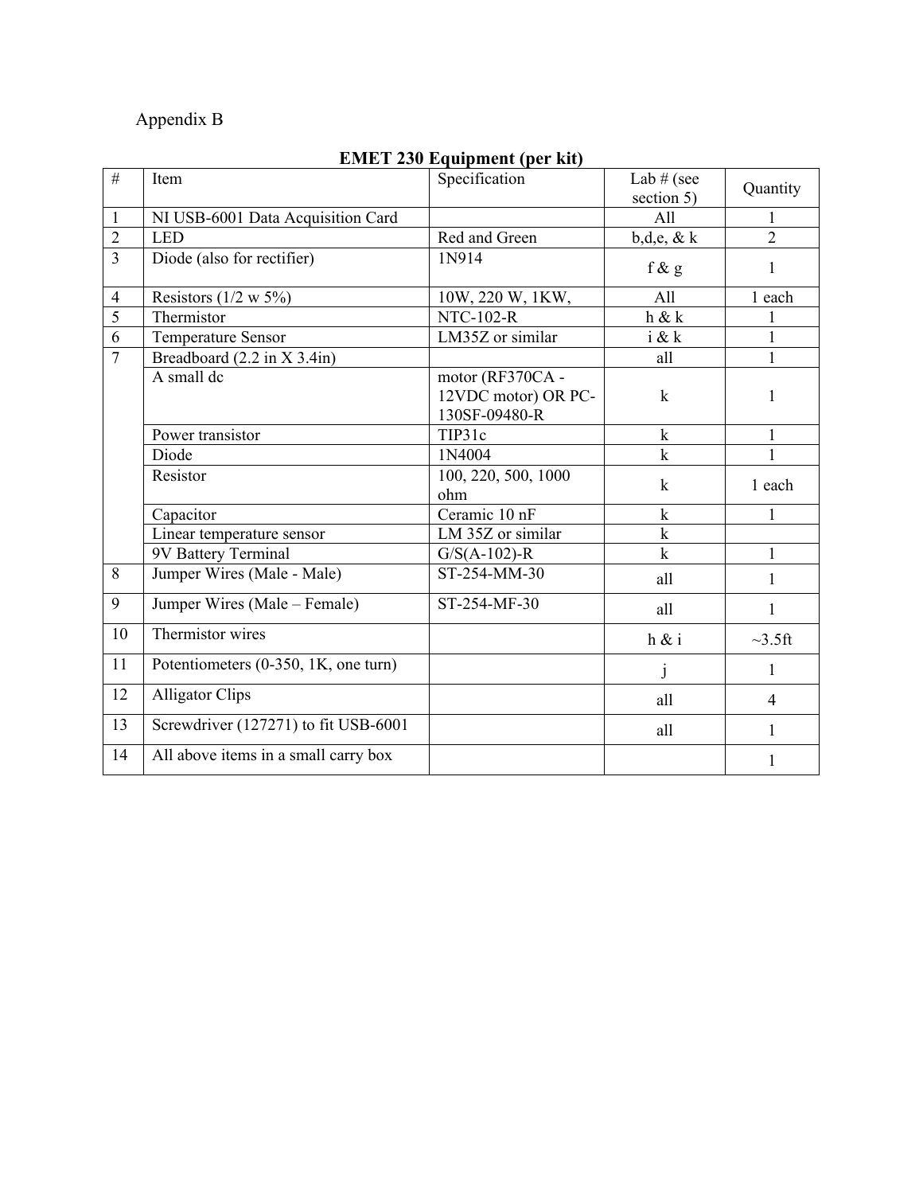Appendix B

**EMET 230 Equipment (per kit)**

| # | Item | Specification | Lab # (see section 5) | Quantity |
|---|---|---|---|---|
| 1 | NI USB-6001 Data Acquisition Card | | All | 1 |
| 2 | LED | Red and Green | b,d,e, & k | 2 |
| 3 | Diode (also for rectifier) | 1N914 | f & g | 1 |
| 4 | Resistors (1/2 w 5%) | 10W, 220 W, 1KW, | All | 1 each |
| 5 | Thermistor | NTC-102-R | h & k | 1 |
| 6 | Temperature Sensor | LM35Z or similar | i & k | 1 |
| 7 | Breadboard (2.2 in X 3.4in) | | all | 1 |
| | A small dc | motor (RF370CA - 12VDC motor) OR PC-130SF-09480-R | k | 1 |
| | Power transistor | TIP31c | k | 1 |
| | Diode | 1N4004 | k | 1 |
| | Resistor | 100, 220, 500, 1000 ohm | k | 1 each |
| | Capacitor | Ceramic 10 nF | k | 1 |
| | Linear temperature sensor | LM 35Z or similar | k | |
| | 9V Battery Terminal | G/S(A-102)-R | k | 1 |
| 8 | Jumper Wires (Male - Male) | ST-254-MM-30 | all | 1 |
| 9 | Jumper Wires (Male – Female) | ST-254-MF-30 | all | 1 |
| 10 | Thermistor wires | | h & i | ~3.5ft |
| 11 | Potentiometers (0-350, 1K, one turn) | | j | 1 |
| 12 | Alligator Clips | | all | 4 |
| 13 | Screwdriver (127271) to fit USB-6001 | | all | 1 |
| 14 | All above items in a small carry box | | | 1 |